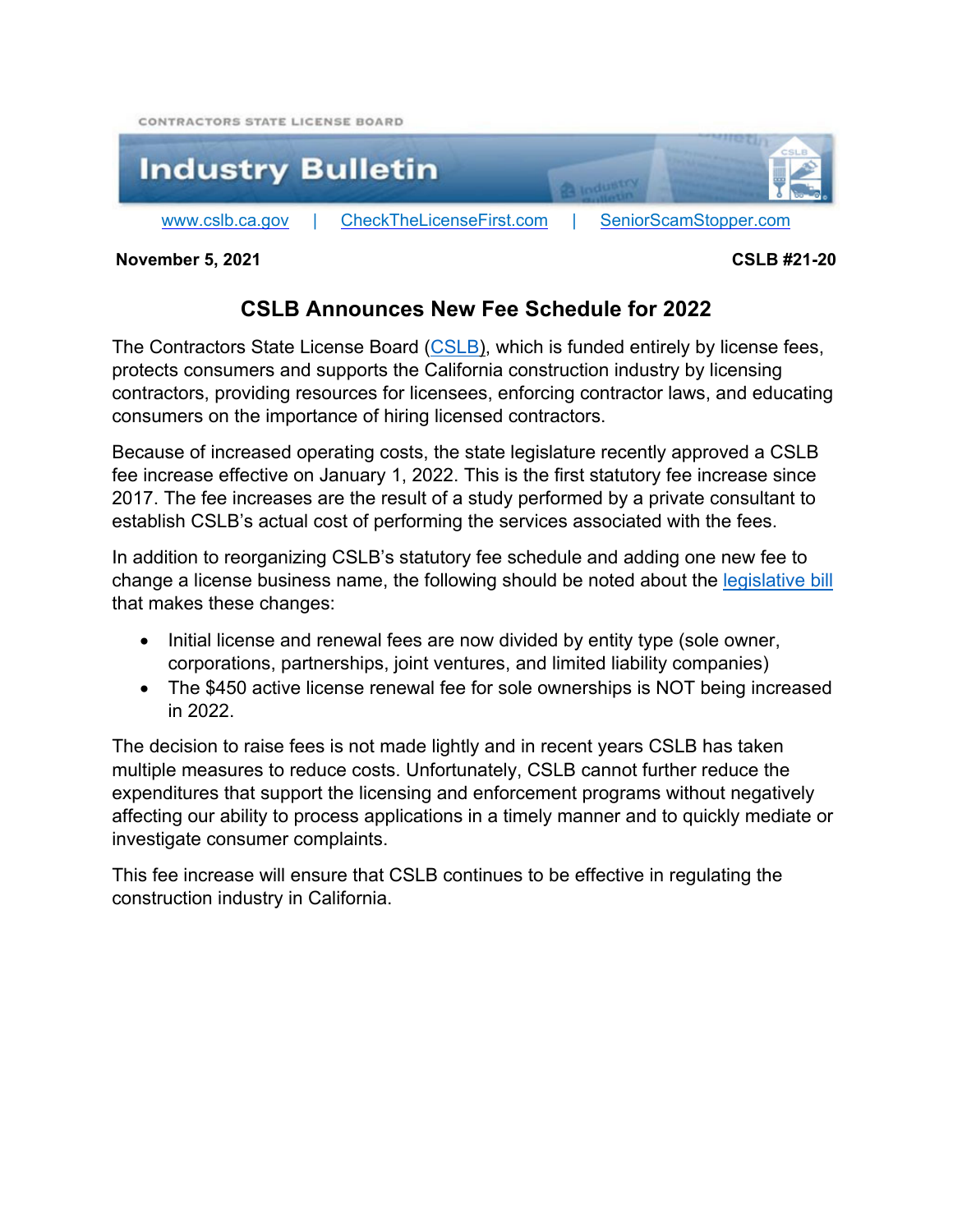CONTRACTORS STATE LICENSE BOARD

# Industry Bulletin

www.cslb.ca.gov | CheckTheLicenseFirst.com | SeniorScamStopper.com

**November 5, 2021** **CSLB #21-20**

## CSLB Announces New Fee Schedule for 2022

The Contractors State License Board (CSLB), which is funded entirely by license fees, protects consumers and supports the California construction industry by licensing contractors, providing resources for licensees, enforcing contractor laws, and educating consumers on the importance of hiring licensed contractors.

Because of increased operating costs, the state legislature recently approved a CSLB fee increase effective on January 1, 2022. This is the first statutory fee increase since 2017. The fee increases are the result of a study performed by a private consultant to establish CSLB's actual cost of performing the services associated with the fees.

In addition to reorganizing CSLB's statutory fee schedule and adding one new fee to change a license business name, the following should be noted about the legislative bill that makes these changes:

- Initial license and renewal fees are now divided by entity type (sole owner, corporations, partnerships, joint ventures, and limited liability companies)
- The $450 active license renewal fee for sole ownerships is NOT being increased in 2022.

The decision to raise fees is not made lightly and in recent years CSLB has taken multiple measures to reduce costs. Unfortunately, CSLB cannot further reduce the expenditures that support the licensing and enforcement programs without negatively affecting our ability to process applications in a timely manner and to quickly mediate or investigate consumer complaints.

This fee increase will ensure that CSLB continues to be effective in regulating the construction industry in California.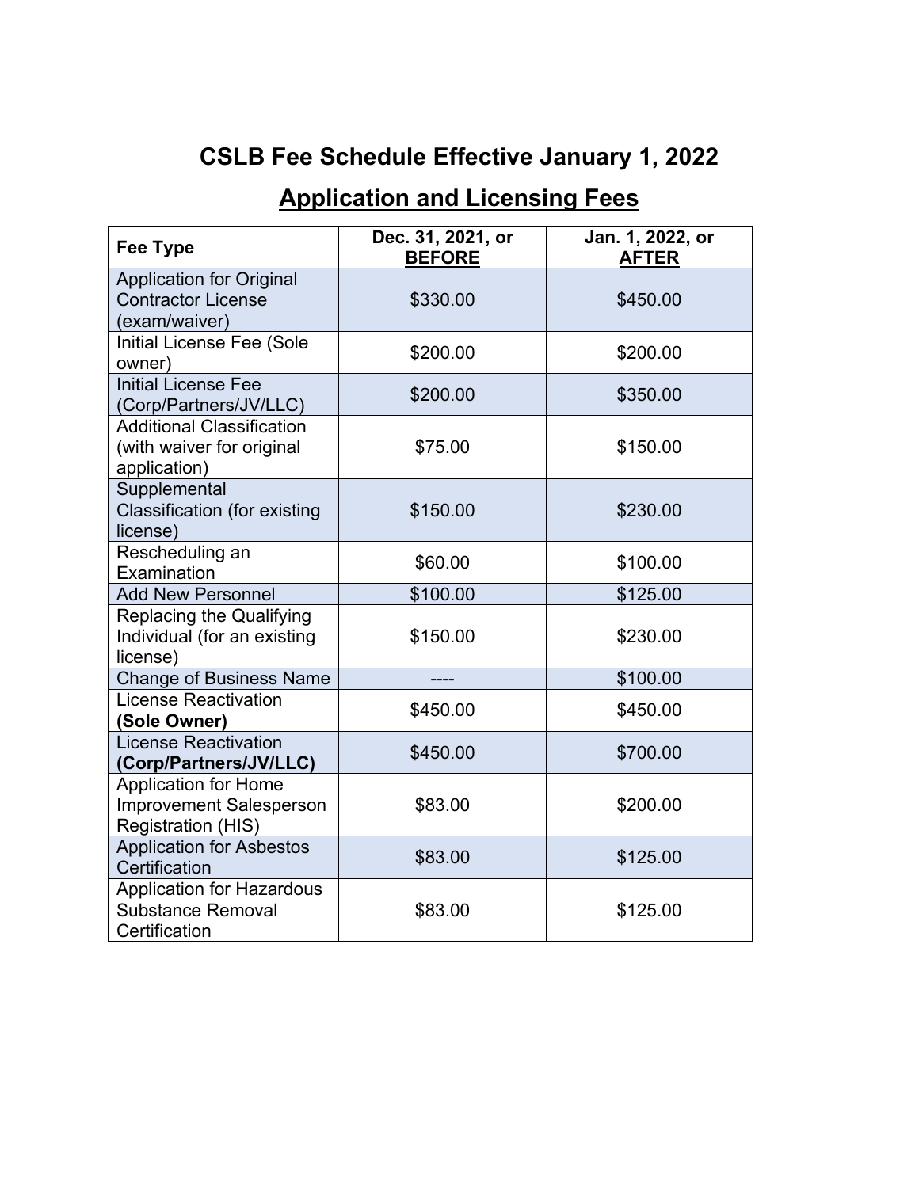# CSLB Fee Schedule Effective January 1, 2022

## Application and Licensing Fees

| Fee Type | Dec. 31, 2021, or **BEFORE** | Jan. 1, 2022, or **AFTER** |
|---|---|---|
| Application for Original Contractor License (exam/waiver) | $330.00 | $450.00 |
| Initial License Fee (Sole owner) | $200.00 | $200.00 |
| Initial License Fee (Corp/Partners/JV/LLC) | $200.00 | $350.00 |
| Additional Classification (with waiver for original application) | $75.00 | $150.00 |
| Supplemental Classification (for existing license) | $150.00 | $230.00 |
| Rescheduling an Examination | $60.00 | $100.00 |
| Add New Personnel | $100.00 | $125.00 |
| Replacing the Qualifying Individual (for an existing license) | $150.00 | $230.00 |
| Change of Business Name | ---- | $100.00 |
| License Reactivation **(Sole Owner)** | $450.00 | $450.00 |
| License Reactivation **(Corp/Partners/JV/LLC)** | $450.00 | $700.00 |
| Application for Home Improvement Salesperson Registration (HIS) | $83.00 | $200.00 |
| Application for Asbestos Certification | $83.00 | $125.00 |
| Application for Hazardous Substance Removal Certification | $83.00 | $125.00 |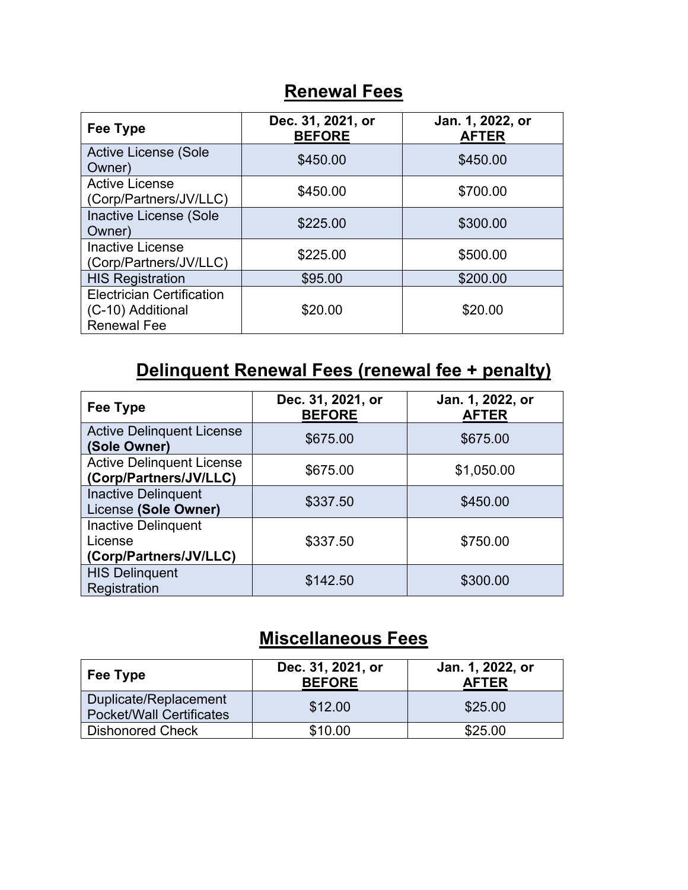## Renewal Fees

| Fee Type | Dec. 31, 2021, or **BEFORE** | Jan. 1, 2022, or **AFTER** |
|---|---|---|
| Active License (Sole Owner) | $450.00 | $450.00 |
| Active License (Corp/Partners/JV/LLC) | $450.00 | $700.00 |
| Inactive License (Sole Owner) | $225.00 | $300.00 |
| Inactive License (Corp/Partners/JV/LLC) | $225.00 | $500.00 |
| HIS Registration | $95.00 | $200.00 |
| Electrician Certification (C-10) Additional Renewal Fee | $20.00 | $20.00 |

## Delinquent Renewal Fees (renewal fee + penalty)

| Fee Type | Dec. 31, 2021, or **BEFORE** | Jan. 1, 2022, or **AFTER** |
|---|---|---|
| Active Delinquent License **(Sole Owner)** | $675.00 | $675.00 |
| Active Delinquent License **(Corp/Partners/JV/LLC)** | $675.00 | $1,050.00 |
| Inactive Delinquent License **(Sole Owner)** | $337.50 | $450.00 |
| Inactive Delinquent License **(Corp/Partners/JV/LLC)** | $337.50 | $750.00 |
| HIS Delinquent Registration | $142.50 | $300.00 |

## Miscellaneous Fees

| Fee Type | Dec. 31, 2021, or **BEFORE** | Jan. 1, 2022, or **AFTER** |
|---|---|---|
| Duplicate/Replacement Pocket/Wall Certificates | $12.00 | $25.00 |
| Dishonored Check | $10.00 | $25.00 |